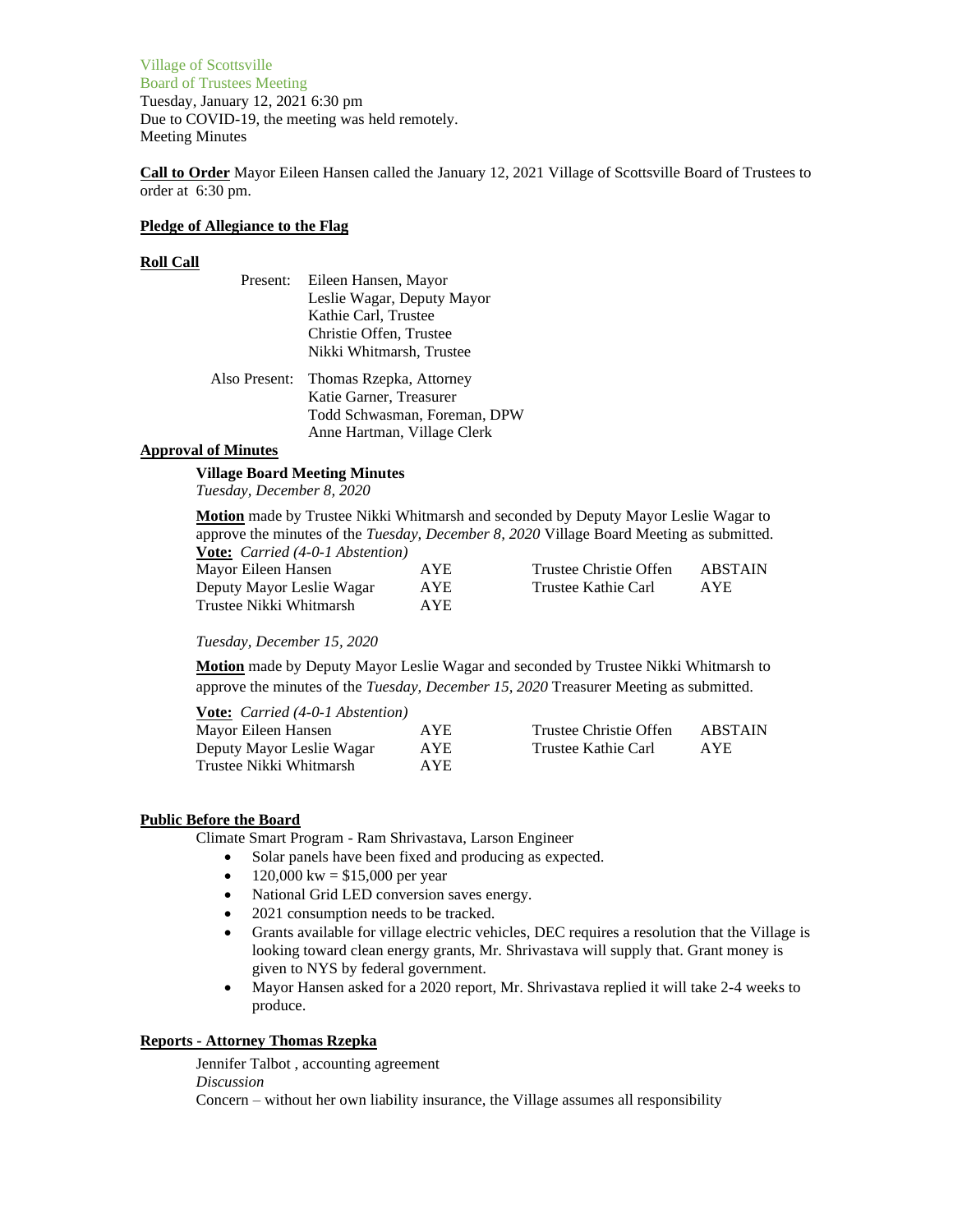Village of Scottsville
Board of Trustees Meeting
Tuesday, January 12, 2021 6:30 pm
Due to COVID-19, the meeting was held remotely.
Meeting Minutes

**Call to Order** Mayor Eileen Hansen called the January 12, 2021 Village of Scottsville Board of Trustees to order at 6:30 pm.

**Pledge of Allegiance to the Flag**

**Roll Call**

Present:
- Eileen Hansen, Mayor
- Leslie Wagar, Deputy Mayor
- Kathie Carl, Trustee
- Christie Offen, Trustee
- Nikki Whitmarsh, Trustee

Also Present:
- Thomas Rzepka, Attorney
- Katie Garner, Treasurer
- Todd Schwasman, Foreman, DPW
- Anne Hartman, Village Clerk

**Approval of Minutes**

**Village Board Meeting Minutes**
*Tuesday, December 8, 2020*

**Motion** made by Trustee Nikki Whitmarsh and seconded by Deputy Mayor Leslie Wagar to approve the minutes of the *Tuesday, December 8, 2020* Village Board Meeting as submitted.

**Vote:** *Carried (4-0-1 Abstention)*

| | | | |
|---|---|---|---|
| Mayor Eileen Hansen | AYE | Trustee Christie Offen | ABSTAIN |
| Deputy Mayor Leslie Wagar | AYE | Trustee Kathie Carl | AYE |
| Trustee Nikki Whitmarsh | AYE | | |

*Tuesday, December 15, 2020*

**Motion** made by Deputy Mayor Leslie Wagar and seconded by Trustee Nikki Whitmarsh to approve the minutes of the *Tuesday, December 15, 2020* Treasurer Meeting as submitted.

**Vote:** *Carried (4-0-1 Abstention)*

| | | | |
|---|---|---|---|
| Mayor Eileen Hansen | AYE | Trustee Christie Offen | ABSTAIN |
| Deputy Mayor Leslie Wagar | AYE | Trustee Kathie Carl | AYE |
| Trustee Nikki Whitmarsh | AYE | | |

**Public Before the Board**

Climate Smart Program - Ram Shrivastava, Larson Engineer

- Solar panels have been fixed and producing as expected.
- 120,000 kw = $15,000 per year
- National Grid LED conversion saves energy.
- 2021 consumption needs to be tracked.
- Grants available for village electric vehicles, DEC requires a resolution that the Village is looking toward clean energy grants, Mr. Shrivastava will supply that. Grant money is given to NYS by federal government.
- Mayor Hansen asked for a 2020 report, Mr. Shrivastava replied it will take 2-4 weeks to produce.

**Reports - Attorney Thomas Rzepka**

Jennifer Talbot , accounting agreement
*Discussion*
Concern – without her own liability insurance, the Village assumes all responsibility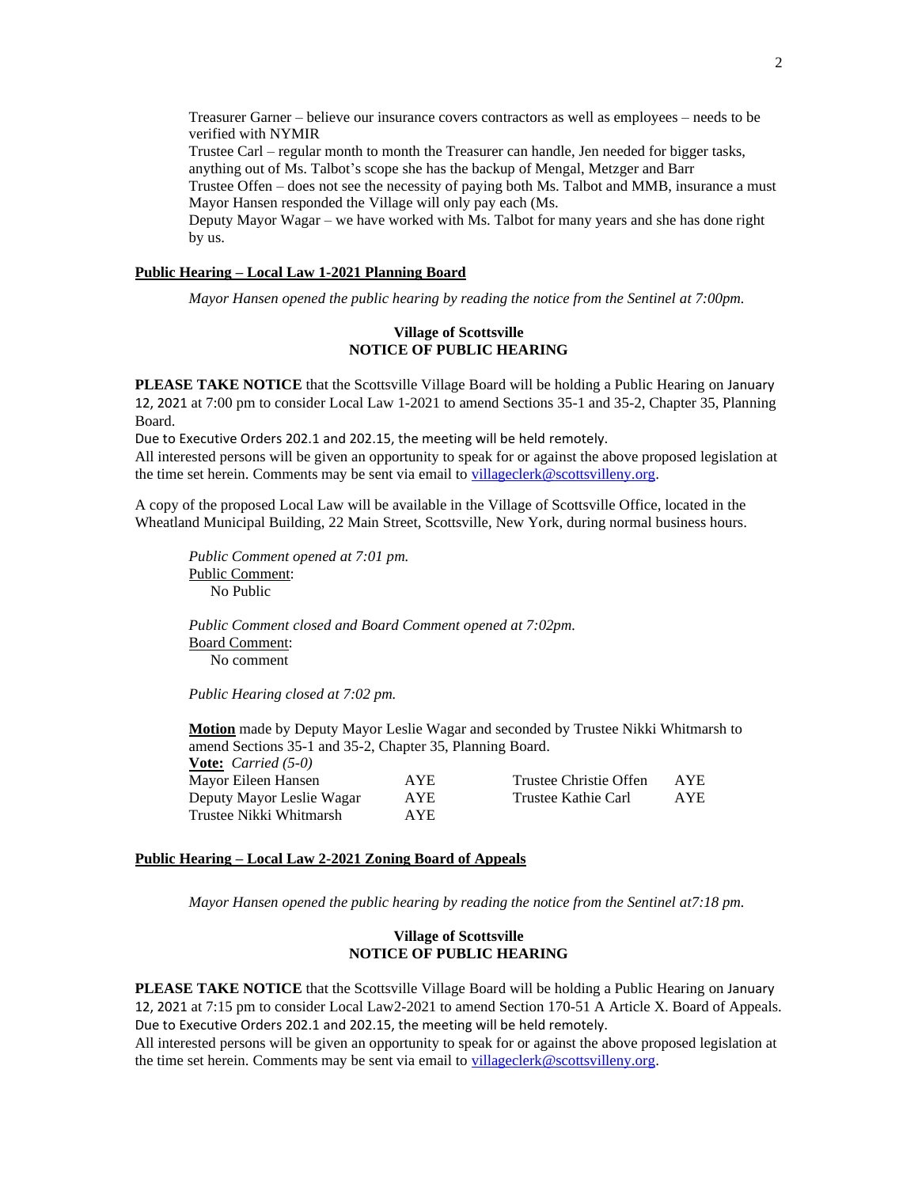Treasurer Garner – believe our insurance covers contractors as well as employees – needs to be verified with NYMIR

Trustee Carl – regular month to month the Treasurer can handle, Jen needed for bigger tasks, anything out of Ms. Talbot's scope she has the backup of Mengal, Metzger and Barr

Trustee Offen – does not see the necessity of paying both Ms. Talbot and MMB, insurance a must

Mayor Hansen responded the Village will only pay each (Ms.

Deputy Mayor Wagar – we have worked with Ms. Talbot for many years and she has done right by us.

**Public Hearing – Local Law 1-2021 Planning Board**

*Mayor Hansen opened the public hearing by reading the notice from the Sentinel at 7:00pm.*

**Village of Scottsville**
**NOTICE OF PUBLIC HEARING**

**PLEASE TAKE NOTICE** that the Scottsville Village Board will be holding a Public Hearing on January 12, 2021 at 7:00 pm to consider Local Law 1-2021 to amend Sections 35-1 and 35-2, Chapter 35, Planning Board.

Due to Executive Orders 202.1 and 202.15, the meeting will be held remotely.

All interested persons will be given an opportunity to speak for or against the above proposed legislation at the time set herein. Comments may be sent via email to villageclerk@scottsvilleny.org.

A copy of the proposed Local Law will be available in the Village of Scottsville Office, located in the Wheatland Municipal Building, 22 Main Street, Scottsville, New York, during normal business hours.

*Public Comment opened at 7:01 pm.*

Public Comment:

No Public

*Public Comment closed and Board Comment opened at 7:02pm.*

Board Comment:

No comment

*Public Hearing closed at 7:02 pm.*

**Motion** made by Deputy Mayor Leslie Wagar and seconded by Trustee Nikki Whitmarsh to amend Sections 35-1 and 35-2, Chapter 35, Planning Board.

**Vote:** *Carried (5-0)*

| | | | |
|---|---|---|---|
| Mayor Eileen Hansen | AYE | Trustee Christie Offen | AYE |
| Deputy Mayor Leslie Wagar | AYE | Trustee Kathie Carl | AYE |
| Trustee Nikki Whitmarsh | AYE | | |

**Public Hearing – Local Law 2-2021 Zoning Board of Appeals**

*Mayor Hansen opened the public hearing by reading the notice from the Sentinel at7:18 pm.*

**Village of Scottsville**
**NOTICE OF PUBLIC HEARING**

**PLEASE TAKE NOTICE** that the Scottsville Village Board will be holding a Public Hearing on January 12, 2021 at 7:15 pm to consider Local Law2-2021 to amend Section 170-51 A Article X. Board of Appeals.

Due to Executive Orders 202.1 and 202.15, the meeting will be held remotely.

All interested persons will be given an opportunity to speak for or against the above proposed legislation at the time set herein. Comments may be sent via email to villageclerk@scottsvilleny.org.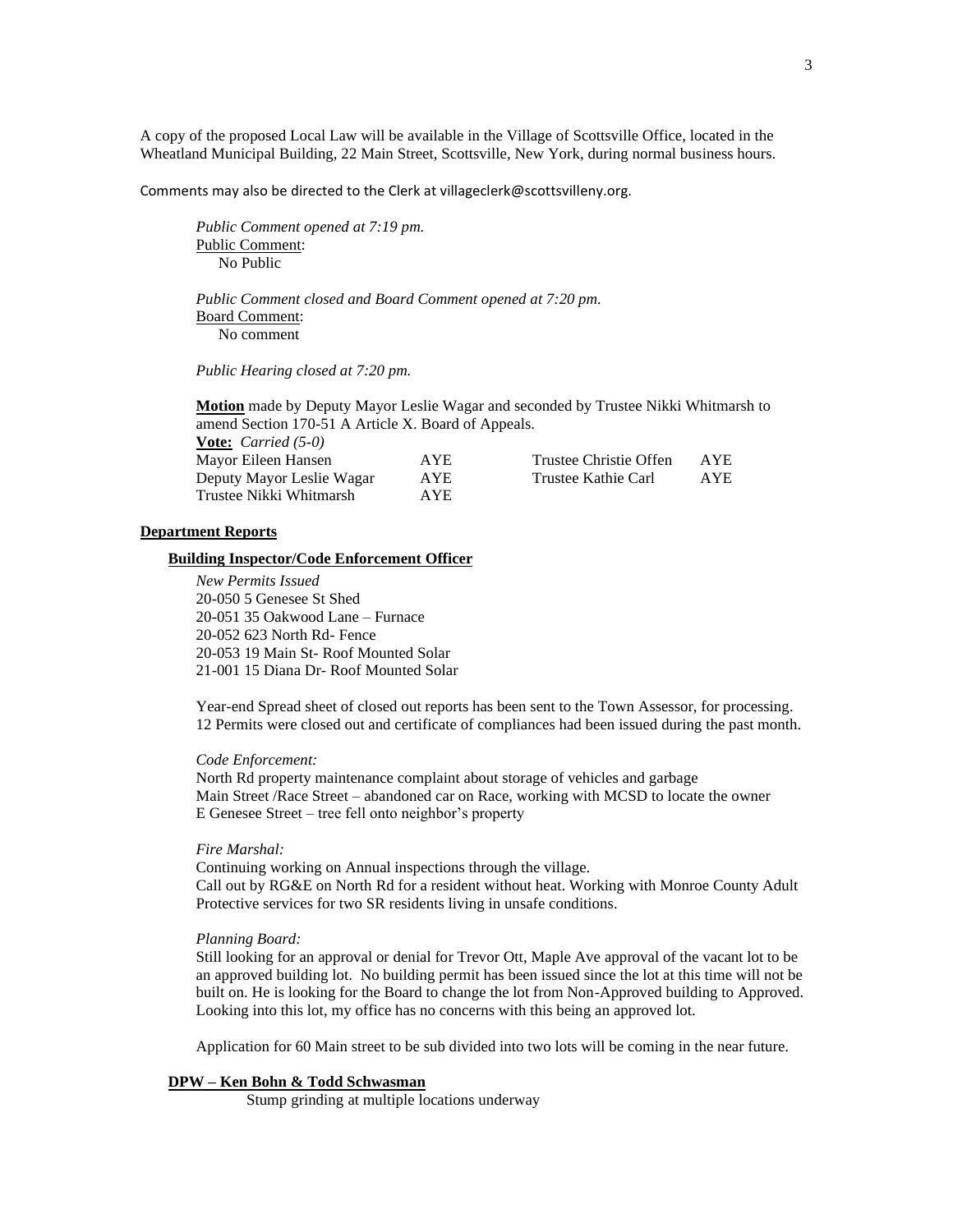A copy of the proposed Local Law will be available in the Village of Scottsville Office, located in the Wheatland Municipal Building, 22 Main Street, Scottsville, New York, during normal business hours.

Comments may also be directed to the Clerk at villageclerk@scottsvilleny.org.

*Public Comment opened at 7:19 pm.*
Public Comment:
No Public

*Public Comment closed and Board Comment opened at 7:20 pm.*
Board Comment:
No comment

*Public Hearing closed at 7:20 pm.*

**Motion** made by Deputy Mayor Leslie Wagar and seconded by Trustee Nikki Whitmarsh to amend Section 170-51 A Article X. Board of Appeals.

**Vote:** *Carried (5-0)*

| | | | |
|---|---|---|---|
| Mayor Eileen Hansen | AYE | Trustee Christie Offen | AYE |
| Deputy Mayor Leslie Wagar | AYE | Trustee Kathie Carl | AYE |
| Trustee Nikki Whitmarsh | AYE | | |

## Department Reports

### Building Inspector/Code Enforcement Officer

*New Permits Issued*
20-050 5 Genesee St Shed
20-051 35 Oakwood Lane – Furnace
20-052 623 North Rd- Fence
20-053 19 Main St- Roof Mounted Solar
21-001 15 Diana Dr- Roof Mounted Solar

Year-end Spread sheet of closed out reports has been sent to the Town Assessor, for processing. 12 Permits were closed out and certificate of compliances had been issued during the past month.

*Code Enforcement:*
North Rd property maintenance complaint about storage of vehicles and garbage
Main Street /Race Street – abandoned car on Race, working with MCSD to locate the owner
E Genesee Street – tree fell onto neighbor's property

*Fire Marshal:*
Continuing working on Annual inspections through the village.
Call out by RG&E on North Rd for a resident without heat. Working with Monroe County Adult Protective services for two SR residents living in unsafe conditions.

*Planning Board:*
Still looking for an approval or denial for Trevor Ott, Maple Ave approval of the vacant lot to be an approved building lot. No building permit has been issued since the lot at this time will not be built on. He is looking for the Board to change the lot from Non-Approved building to Approved. Looking into this lot, my office has no concerns with this being an approved lot.

Application for 60 Main street to be sub divided into two lots will be coming in the near future.

### DPW – Ken Bohn & Todd Schwasman

Stump grinding at multiple locations underway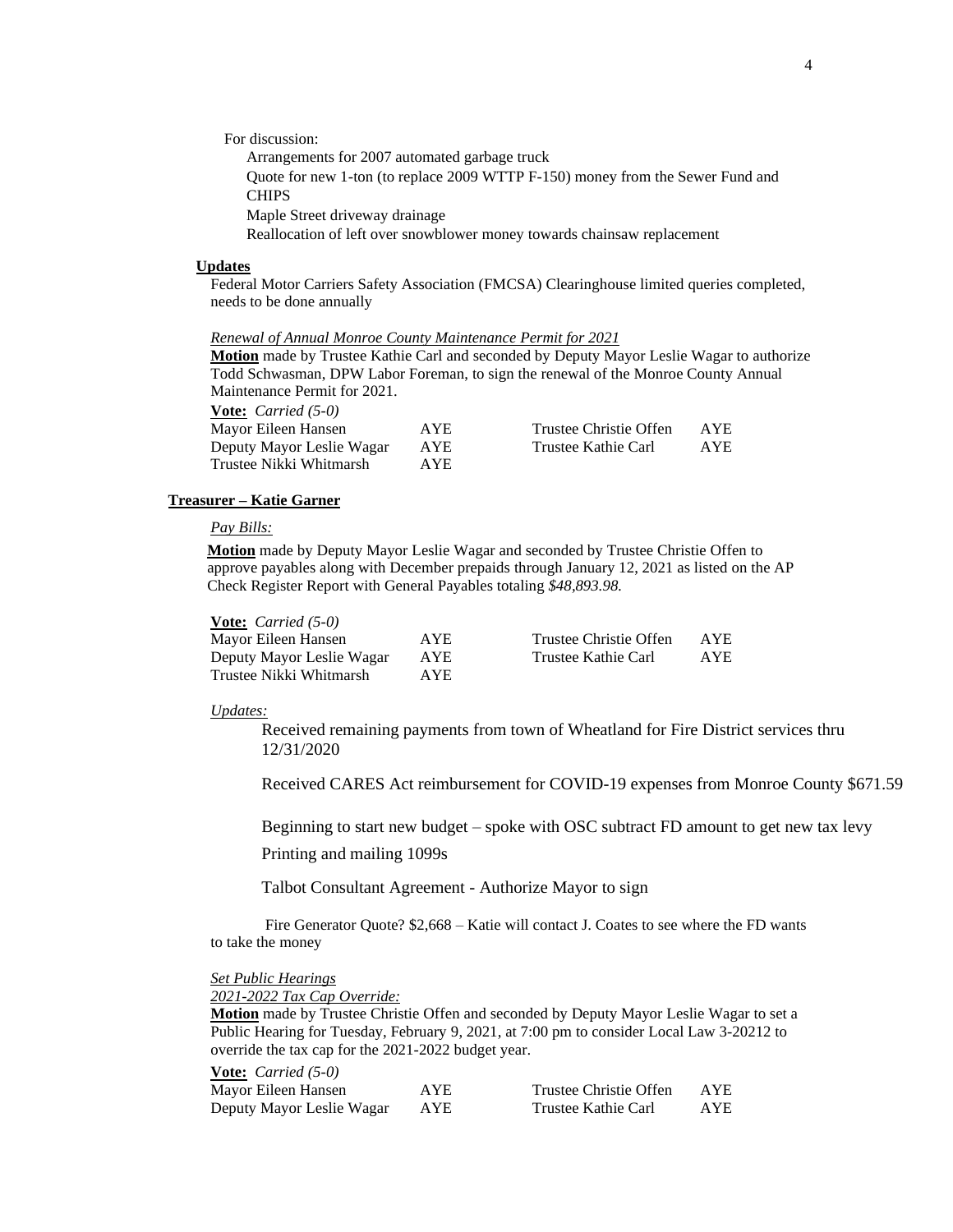For discussion:

Arrangements for 2007 automated garbage truck

Quote for new 1-ton (to replace 2009 WTTP F-150) money from the Sewer Fund and CHIPS

Maple Street driveway drainage

Reallocation of left over snowblower money towards chainsaw replacement

**Updates**

Federal Motor Carriers Safety Association (FMCSA) Clearinghouse limited queries completed, needs to be done annually

*Renewal of Annual Monroe County Maintenance Permit for 2021*

**Motion** made by Trustee Kathie Carl and seconded by Deputy Mayor Leslie Wagar to authorize Todd Schwasman, DPW Labor Foreman, to sign the renewal of the Monroe County Annual Maintenance Permit for 2021.

**Vote:** *Carried (5-0)*

| | | | |
|---|---|---|---|
| Mayor Eileen Hansen | AYE | Trustee Christie Offen | AYE |
| Deputy Mayor Leslie Wagar | AYE | Trustee Kathie Carl | AYE |
| Trustee Nikki Whitmarsh | AYE | | |

**Treasurer – Katie Garner**

*Pay Bills:*

**Motion** made by Deputy Mayor Leslie Wagar and seconded by Trustee Christie Offen to approve payables along with December prepaids through January 12, 2021 as listed on the AP Check Register Report with General Payables totaling *$48,893.98.*

**Vote:** *Carried (5-0)*

| | | | |
|---|---|---|---|
| Mayor Eileen Hansen | AYE | Trustee Christie Offen | AYE |
| Deputy Mayor Leslie Wagar | AYE | Trustee Kathie Carl | AYE |
| Trustee Nikki Whitmarsh | AYE | | |

*Updates:*

Received remaining payments from town of Wheatland for Fire District services thru 12/31/2020

Received CARES Act reimbursement for COVID-19 expenses from Monroe County $671.59

Beginning to start new budget – spoke with OSC subtract FD amount to get new tax levy

Printing and mailing 1099s

Talbot Consultant Agreement - Authorize Mayor to sign

Fire Generator Quote? $2,668 – Katie will contact J. Coates to see where the FD wants to take the money

*Set Public Hearings*

*2021-2022 Tax Cap Override:*

**Motion** made by Trustee Christie Offen and seconded by Deputy Mayor Leslie Wagar to set a Public Hearing for Tuesday, February 9, 2021, at 7:00 pm to consider Local Law 3-20212 to override the tax cap for the 2021-2022 budget year.

**Vote:** *Carried (5-0)*

| | | | |
|---|---|---|---|
| Mayor Eileen Hansen | AYE | Trustee Christie Offen | AYE |
| Deputy Mayor Leslie Wagar | AYE | Trustee Kathie Carl | AYE |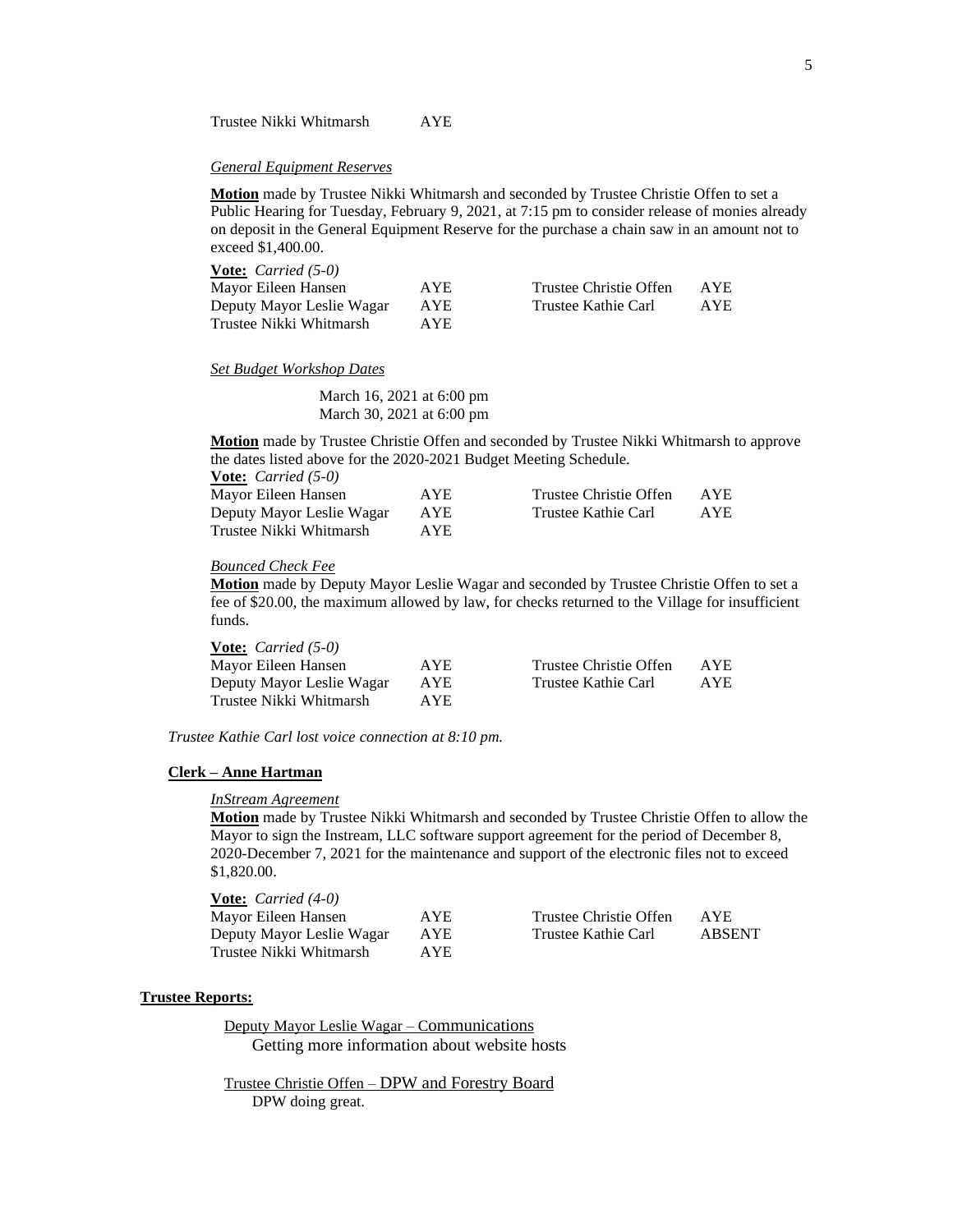Trustee Nikki Whitmarsh AYE

*General Equipment Reserves*

**Motion** made by Trustee Nikki Whitmarsh and seconded by Trustee Christie Offen to set a Public Hearing for Tuesday, February 9, 2021, at 7:15 pm to consider release of monies already on deposit in the General Equipment Reserve for the purchase a chain saw in an amount not to exceed $1,400.00.

**Vote:** *Carried (5-0)*

| | | | |
|---|---|---|---|
| Mayor Eileen Hansen | AYE | Trustee Christie Offen | AYE |
| Deputy Mayor Leslie Wagar | AYE | Trustee Kathie Carl | AYE |
| Trustee Nikki Whitmarsh | AYE | | |

*Set Budget Workshop Dates*

March 16, 2021 at 6:00 pm
March 30, 2021 at 6:00 pm

**Motion** made by Trustee Christie Offen and seconded by Trustee Nikki Whitmarsh to approve the dates listed above for the 2020-2021 Budget Meeting Schedule.

**Vote:** *Carried (5-0)*

| | | | |
|---|---|---|---|
| Mayor Eileen Hansen | AYE | Trustee Christie Offen | AYE |
| Deputy Mayor Leslie Wagar | AYE | Trustee Kathie Carl | AYE |
| Trustee Nikki Whitmarsh | AYE | | |

*Bounced Check Fee*

**Motion** made by Deputy Mayor Leslie Wagar and seconded by Trustee Christie Offen to set a fee of $20.00, the maximum allowed by law, for checks returned to the Village for insufficient funds.

**Vote:** *Carried (5-0)*

| | | | |
|---|---|---|---|
| Mayor Eileen Hansen | AYE | Trustee Christie Offen | AYE |
| Deputy Mayor Leslie Wagar | AYE | Trustee Kathie Carl | AYE |
| Trustee Nikki Whitmarsh | AYE | | |

*Trustee Kathie Carl lost voice connection at 8:10 pm.*

**Clerk – Anne Hartman**

*InStream Agreement*

**Motion** made by Trustee Nikki Whitmarsh and seconded by Trustee Christie Offen to allow the Mayor to sign the Instream, LLC software support agreement for the period of December 8, 2020-December 7, 2021 for the maintenance and support of the electronic files not to exceed $1,820.00.

**Vote:** *Carried (4-0)*

| | | | |
|---|---|---|---|
| Mayor Eileen Hansen | AYE | Trustee Christie Offen | AYE |
| Deputy Mayor Leslie Wagar | AYE | Trustee Kathie Carl | ABSENT |
| Trustee Nikki Whitmarsh | AYE | | |

**Trustee Reports:**

Deputy Mayor Leslie Wagar – Communications
Getting more information about website hosts

Trustee Christie Offen – DPW and Forestry Board
DPW doing great.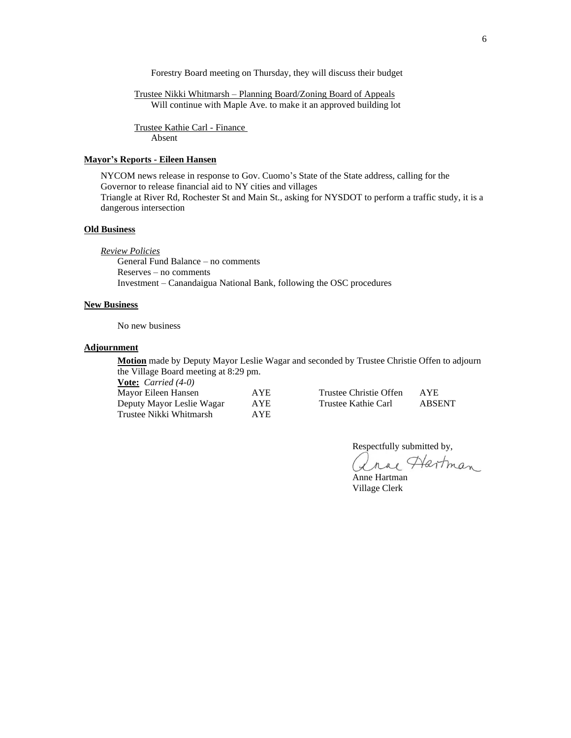Forestry Board meeting on Thursday, they will discuss their budget

Trustee Nikki Whitmarsh – Planning Board/Zoning Board of Appeals
Will continue with Maple Ave. to make it an approved building lot

Trustee Kathie Carl - Finance
Absent

**Mayor's Reports - Eileen Hansen**

NYCOM news release in response to Gov. Cuomo's State of the State address, calling for the Governor to release financial aid to NY cities and villages
Triangle at River Rd, Rochester St and Main St., asking for NYSDOT to perform a traffic study, it is a dangerous intersection

**Old Business**

*Review Policies*
General Fund Balance – no comments
Reserves – no comments
Investment – Canandaigua National Bank, following the OSC procedures

**New Business**

No new business

**Adjournment**

**Motion** made by Deputy Mayor Leslie Wagar and seconded by Trustee Christie Offen to adjourn the Village Board meeting at 8:29 pm.
**Vote:** *Carried (4-0)*

| | | | |
|---|---|---|---|
| Mayor Eileen Hansen | AYE | Trustee Christie Offen | AYE |
| Deputy Mayor Leslie Wagar | AYE | Trustee Kathie Carl | ABSENT |
| Trustee Nikki Whitmarsh | AYE | | |

Respectfully submitted by,
Anne Hartman
Anne Hartman
Village Clerk